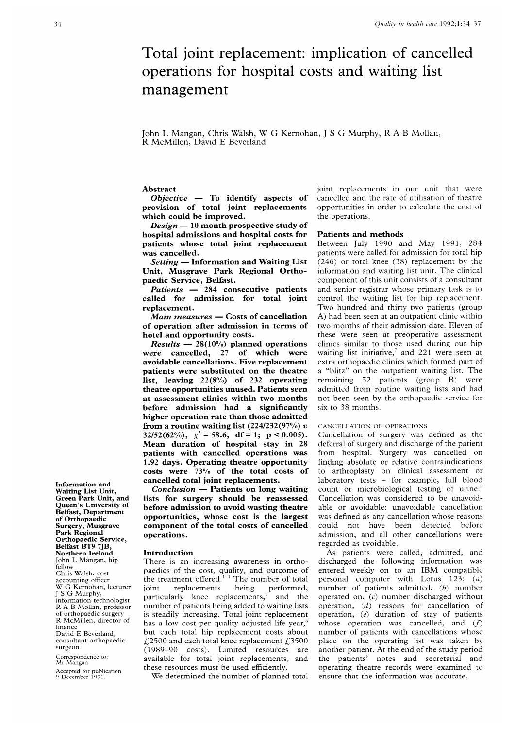# Total joint replacement: implication of cancelled operations for hospital costs and waiting list management

John L Mangan, Chris Walsh, W G Kernohan, J S G Murphy, R A B Mollan, R McMillen, David E Beverland

## Abstract

***Objective*** — **To identify aspects of provision of total joint replacements which could be improved.**

***Design*** — **10 month prospective study of hospital admissions and hospital costs for patients whose total joint replacement was cancelled.**

***Setting*** — **Information and Waiting List Unit, Musgrave Park Regional Orthopaedic Service, Belfast.**

***Patients*** — **284 consecutive patients called for admission for total joint replacement.**

***Main measures*** — **Costs of cancellation of operation after admission in terms of hotel and opportunity costs.**

***Results*** — **28(10%) planned operations were cancelled, 27 of which were avoidable cancellations. Five replacement patients were substituted on the theatre list, leaving 22(8%) of 232 operating theatre opportunities unused. Patients seen at assessment clinics within two months before admission had a significantly higher operation rate than those admitted from a routine waiting list (224/232(97%) *v* 32/52(62%), $\chi^2 = 58.6$, df = 1; $p < 0.005$). Mean duration of hospital stay in 28 patients with cancelled operations was 1.92 days. Operating theatre opportunity costs were 73% of the total costs of cancelled total joint replacements.**

***Conclusion*** — **Patients on long waiting lists for surgery should be reassessed before admission to avoid wasting theatre opportunities, whose cost is the largest component of the total costs of cancelled operations.**

## Introduction

There is an increasing awareness in orthopaedics of the cost, quality, and outcome of the treatment offered.[1-4] The number of total joint replacements being performed, particularly knee replacements,[5] and the number of patients being added to waiting lists is steadily increasing. Total joint replacement has a low cost per quality adjusted life year,[6] but each total hip replacement costs about £2500 and each total knee replacement £3500 (1989–90 costs). Limited resources are available for total joint replacements, and these resources must be used efficiently.

We determined the number of planned total joint replacements in our unit that were cancelled and the rate of utilisation of theatre opportunities in order to calculate the cost of the operations.

## Patients and methods

Between July 1990 and May 1991, 284 patients were called for admission for total hip (246) or total knee (38) replacement by the information and waiting list unit. The clinical component of this unit consists of a consultant and senior registrar whose primary task is to control the waiting list for hip replacement. Two hundred and thirty two patients (group A) had been seen at an outpatient clinic within two months of their admission date. Eleven of these were seen at preoperative assessment clinics similar to those used during our hip waiting list initiative,[7] and 221 were seen at extra orthopaedic clinics which formed part of a "blitz" on the outpatient waiting list. The remaining 52 patients (group B) were admitted from routine waiting lists and had not been seen by the orthopaedic service for six to 38 months.

### CANCELLATION OF OPERATIONS

Cancellation of surgery was defined as the deferral of surgery and discharge of the patient from hospital. Surgery was cancelled on finding absolute or relative contraindications to arthroplasty on clinical assessment or laboratory tests – for example, full blood count or microbiological testing of urine.[8] Cancellation was considered to be unavoidable or avoidable: unavoidable cancellation was defined as any cancellation whose reasons could not have been detected before admission, and all other cancellations were regarded as avoidable.

As patients were called, admitted, and discharged the following information was entered weekly on to an IBM compatible personal computer with Lotus 123: (*a*) number of patients admitted, (*b*) number operated on, (*c*) number discharged without operation, (*d*) reasons for cancellation of operation, (*e*) duration of stay of patients whose operation was cancelled, and (*f*) number of patients with cancellations whose place on the operating list was taken by another patient. At the end of the study period the patients' notes and secretarial and operating theatre records were examined to ensure that the information was accurate.

---

Information and Waiting List Unit, Green Park Unit, and Queen's University of Belfast, Department of Orthopaedic Surgery, Musgrave Park Regional Orthopaedic Service, Belfast BT9 7JB, Northern Ireland
John L Mangan, hip fellow
Chris Walsh, cost accounting officer
W G Kernohan, lecturer
J S G Murphy, information technologist
R A B Mollan, professor of orthopaedic surgery
R McMillen, director of finance
David E Beverland, consultant orthopaedic surgeon

Correspondence to: Mr Mangan

Accepted for publication 9 December 1991.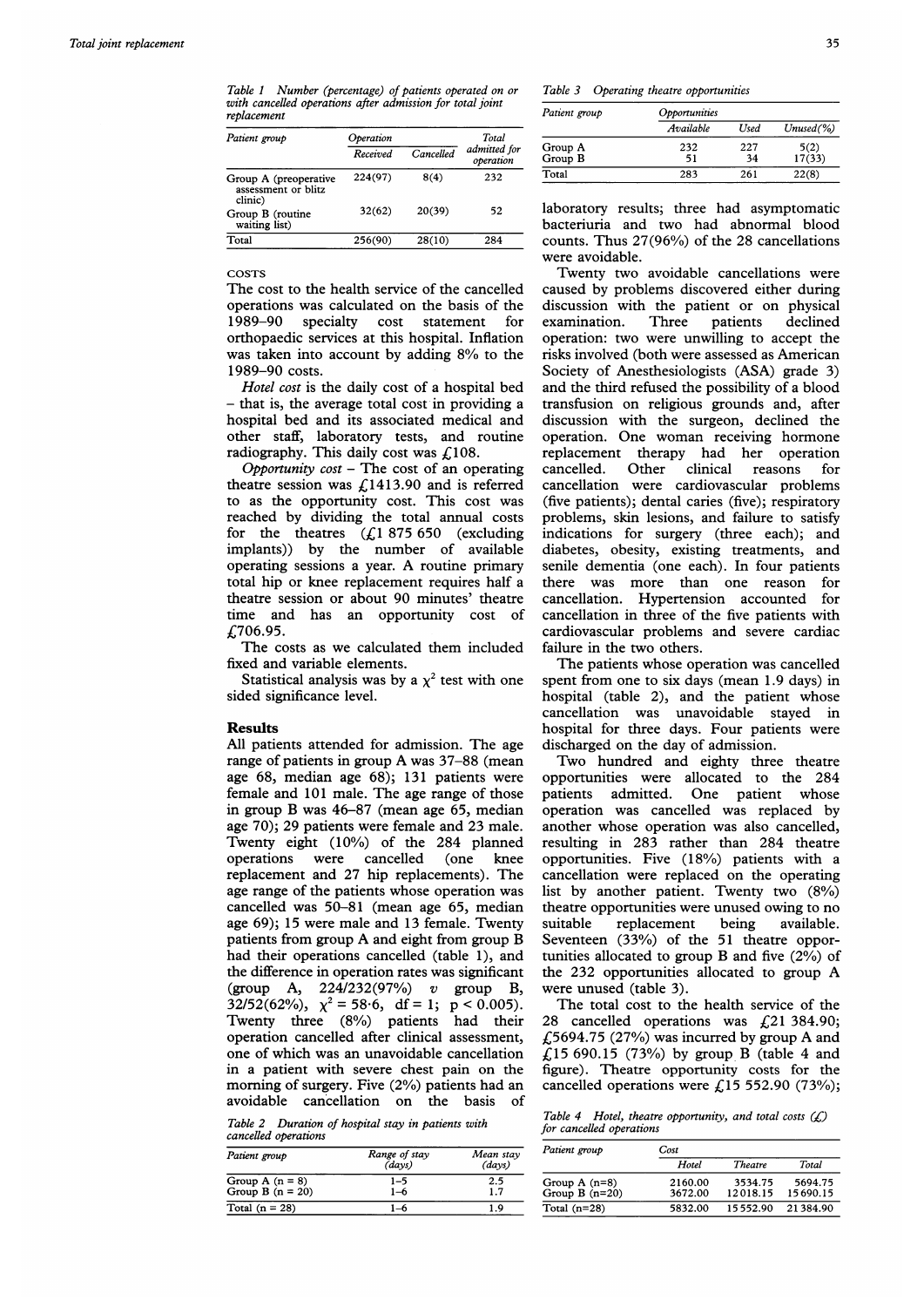Table 1 Number (percentage) of patients operated on or with cancelled operations after admission for total joint replacement

| Patient group | Operation | | Total admitted for operation |
|---|---|---|---|
| | Received | Cancelled | |
| Group A (preoperative assessment or blitz clinic) | 224(97) | 8(4) | 232 |
| Group B (routine waiting list) | 32(62) | 20(39) | 52 |
| Total | 256(90) | 28(10) | 284 |

### COSTS

The cost to the health service of the cancelled operations was calculated on the basis of the 1989–90 specialty cost statement for orthopaedic services at this hospital. Inflation was taken into account by adding 8% to the 1989–90 costs.

*Hotel cost* is the daily cost of a hospital bed – that is, the average total cost in providing a hospital bed and its associated medical and other staff, laboratory tests, and routine radiography. This daily cost was £108.

*Opportunity cost* – The cost of an operating theatre session was £1413.90 and is referred to as the opportunity cost. This cost was reached by dividing the total annual costs for the theatres (£1 875 650 (excluding implants)) by the number of available operating sessions a year. A routine primary total hip or knee replacement requires half a theatre session or about 90 minutes' theatre time and has an opportunity cost of £706.95.

The costs as we calculated them included fixed and variable elements.

Statistical analysis was by a $\chi^2$ test with one sided significance level.

## Results

All patients attended for admission. The age range of patients in group A was 37–88 (mean age 68, median age 68); 131 patients were female and 101 male. The age range of those in group B was 46–87 (mean age 65, median age 70); 29 patients were female and 23 male. Twenty eight (10%) of the 284 planned operations were cancelled (one knee replacement and 27 hip replacements). The age range of the patients whose operation was cancelled was 50–81 (mean age 65, median age 69); 15 were male and 13 female. Twenty patients from group A and eight from group B had their operations cancelled (table 1), and the difference in operation rates was significant (group A, 224/232(97%) *v* group B, 32/52(62%), $\chi^2 = 58{\cdot}6$, df = 1; $p < 0.005$). Twenty three (8%) patients had their operation cancelled after clinical assessment, one of which was an unavoidable cancellation in a patient with severe chest pain on the morning of surgery. Five (2%) patients had an avoidable cancellation on the basis of laboratory results; three had asymptomatic bacteriuria and two had abnormal blood counts. Thus 27(96%) of the 28 cancellations were avoidable.

Table 2 Duration of hospital stay in patients with cancelled operations

| Patient group | Range of stay (days) | Mean stay (days) |
|---|---|---|
| Group A (n = 8) | 1–5 | 2.5 |
| Group B (n = 20) | 1–6 | 1.7 |
| Total (n = 28) | 1–6 | 1.9 |

Table 3 Operating theatre opportunities

| Patient group | Opportunities | | |
|---|---|---|---|
| | Available | Used | Unused(%) |
| Group A | 232 | 227 | 5(2) |
| Group B | 51 | 34 | 17(33) |
| Total | 283 | 261 | 22(8) |

Twenty two avoidable cancellations were caused by problems discovered either during discussion with the patient or on physical examination. Three patients declined operation: two were unwilling to accept the risks involved (both were assessed as American Society of Anesthesiologists (ASA) grade 3) and the third refused the possibility of a blood transfusion on religious grounds and, after discussion with the surgeon, declined the operation. One woman receiving hormone replacement therapy had her operation cancelled. Other clinical reasons for cancellation were cardiovascular problems (five patients); dental caries (five); respiratory problems, skin lesions, and failure to satisfy indications for surgery (three each); and diabetes, obesity, existing treatments, and senile dementia (one each). In four patients there was more than one reason for cancellation. Hypertension accounted for cancellation in three of the five patients with cardiovascular problems and severe cardiac failure in the two others.

The patients whose operation was cancelled spent from one to six days (mean 1.9 days) in hospital (table 2), and the patient whose cancellation was unavoidable stayed in hospital for three days. Four patients were discharged on the day of admission.

Two hundred and eighty three theatre opportunities were allocated to the 284 patients admitted. One patient whose operation was cancelled was replaced by another whose operation was also cancelled, resulting in 283 rather than 284 theatre opportunities. Five (18%) patients with a cancellation were replaced on the operating list by another patient. Twenty two (8%) theatre opportunities were unused owing to no suitable replacement being available. Seventeen (33%) of the 51 theatre opportunities allocated to group B and five (2%) of the 232 opportunities allocated to group A were unused (table 3).

The total cost to the health service of the 28 cancelled operations was £21 384.90; £5694.75 (27%) was incurred by group A and £15 690.15 (73%) by group B (table 4 and figure). Theatre opportunity costs for the cancelled operations were £15 552.90 (73%);

Table 4 Hotel, theatre opportunity, and total costs (£) for cancelled operations

| Patient group | Cost | | |
|---|---|---|---|
| | Hotel | Theatre | Total |
| Group A (n=8) | 2160.00 | 3534.75 | 5694.75 |
| Group B (n=20) | 3672.00 | 12018.15 | 15690.15 |
| Total (n=28) | 5832.00 | 15552.90 | 21384.90 |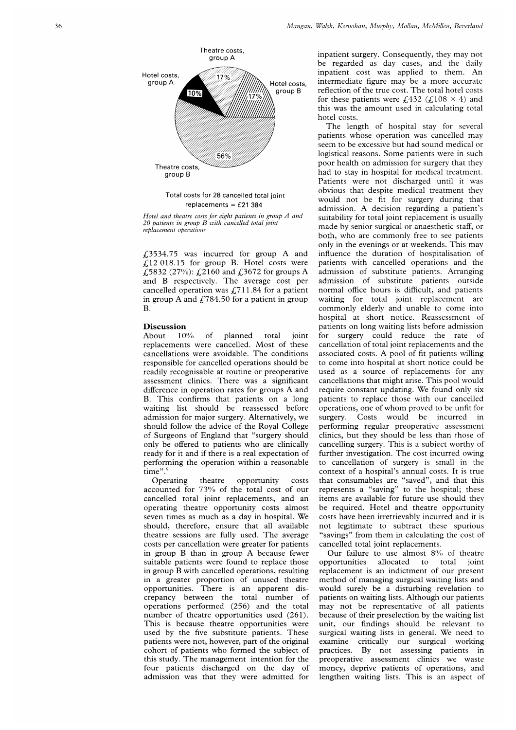Theatre costs, group A

Hotel costs, group A

Hotel costs, group B

Theatre costs, group B

17%

10%

17%

56%

Total costs for 28 cancelled total joint replacements = £21 384

*Hotel and theatre costs for eight patients in group A and 20 patients in group B with cancelled total joint replacement operations*

£3534.75 was incurred for group A and £12 018.15 for group B. Hotel costs were £5832 (27%): £2160 and £3672 for groups A and B respectively. The average cost per cancelled operation was £711.84 for a patient in group A and £784.50 for a patient in group B.

## Discussion

About 10% of planned total joint replacements were cancelled. Most of these cancellations were avoidable. The conditions responsible for cancelled operations should be readily recognisable at routine or preoperative assessment clinics. There was a significant difference in operation rates for groups A and B. This confirms that patients on a long waiting list should be reassessed before admission for major surgery. Alternatively, we should follow the advice of the Royal College of Surgeons of England that "surgery should only be offered to patients who are clinically ready for it and if there is a real expectation of performing the operation within a reasonable time".[9]

Operating theatre opportunity costs accounted for 73% of the total cost of our cancelled total joint replacements, and an operating theatre opportunity costs almost seven times as much as a day in hospital. We should, therefore, ensure that all available theatre sessions are fully used. The average costs per cancellation were greater for patients in group B than in group A because fewer suitable patients were found to replace those in group B with cancelled operations, resulting in a greater proportion of unused theatre opportunities. There is an apparent discrepancy between the total number of operations performed (256) and the total number of theatre opportunities used (261). This is because theatre opportunities were used by the five substitute patients. These patients were not, however, part of the original cohort of patients who formed the subject of this study. The management intention for the four patients discharged on the day of admission was that they were admitted for inpatient surgery. Consequently, they may not be regarded as day cases, and the daily inpatient cost was applied to them. An intermediate figure may be a more accurate reflection of the true cost. The total hotel costs for these patients were £432 (£108 × 4) and this was the amount used in calculating total hotel costs.

The length of hospital stay for several patients whose operation was cancelled may seem to be excessive but had sound medical or logistical reasons. Some patients were in such poor health on admission for surgery that they had to stay in hospital for medical treatment. Patients were not discharged until it was obvious that despite medical treatment they would not be fit for surgery during that admission. A decision regarding a patient's suitability for total joint replacement is usually made by senior surgical or anaesthetic staff, or both, who are commonly free to see patients only in the evenings or at weekends. This may influence the duration of hospitalisation of patients with cancelled operations and the admission of substitute patients. Arranging admission of substitute patients outside normal office hours is difficult, and patients waiting for total joint replacement are commonly elderly and unable to come into hospital at short notice. Reassessment of patients on long waiting lists before admission for surgery could reduce the rate of cancellation of total joint replacements and the associated costs. A pool of fit patients willing to come into hospital at short notice could be used as a source of replacements for any cancellations that might arise. This pool would require constant updating. We found only six patients to replace those with our cancelled operations, one of whom proved to be unfit for surgery. Costs would be incurred in performing regular preoperative assessment clinics, but they should be less than those of cancelling surgery. This is a subject worthy of further investigation. The cost incurred owing to cancellation of surgery is small in the context of a hospital's annual costs. It is true that consumables are "saved", and that this represents a "saving" to the hospital; these items are available for future use should they be required. Hotel and theatre opportunity costs have been irretrievably incurred and it is not legitimate to subtract these spurious "savings" from them in calculating the cost of cancelled total joint replacements.

Our failure to use almost 8% of theatre opportunities allocated to total joint replacement is an indictment of our present method of managing surgical waiting lists and would surely be a disturbing revelation to patients on waiting lists. Although our patients may not be representative of all patients because of their preselection by the waiting list unit, our findings should be relevant to surgical waiting lists in general. We need to examine critically our surgical working practices. By not assessing patients in preoperative assessment clinics we waste money, deprive patients of operations, and lengthen waiting lists. This is an aspect of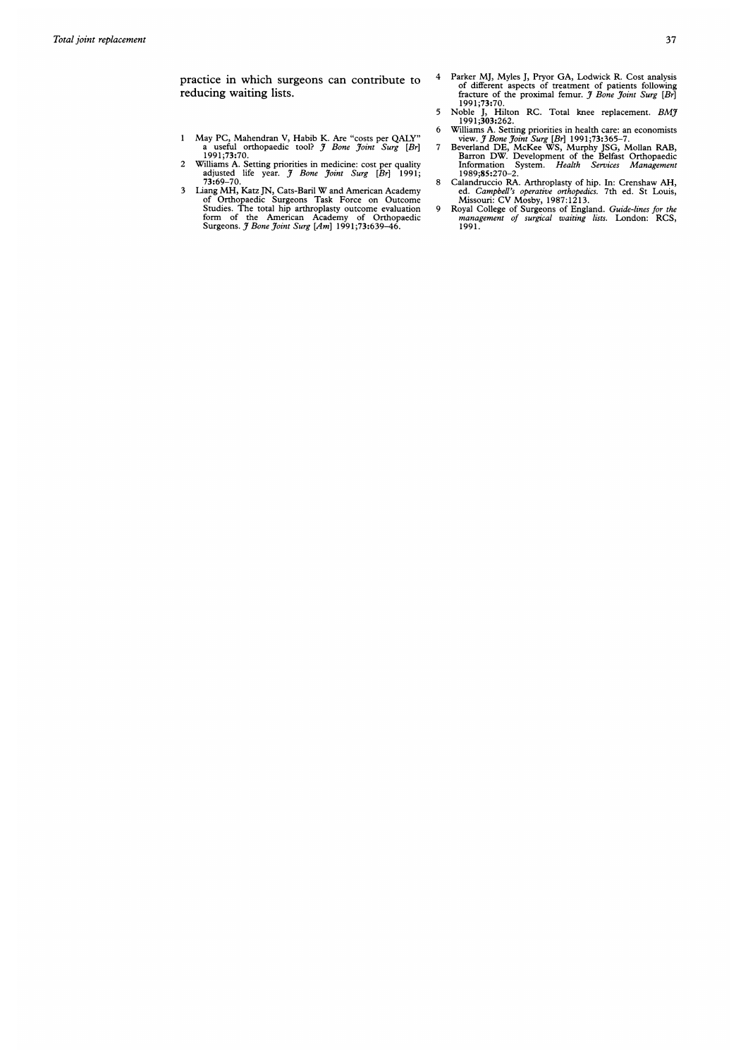practice in which surgeons can contribute to reducing waiting lists.

1. May PC, Mahendran V, Habib K. Are "costs per QALY" a useful orthopaedic tool? *J Bone Joint Surg [Br]* 1991;**73**:70.
2. Williams A. Setting priorities in medicine: cost per quality adjusted life year. *J Bone Joint Surg [Br]* 1991; **73**:69–70.
3. Liang MH, Katz JN, Cats-Baril W and American Academy of Orthopaedic Surgeons Task Force on Outcome Studies. The total hip arthroplasty outcome evaluation form of the American Academy of Orthopaedic Surgeons. *J Bone Joint Surg [Am]* 1991;**73**:639–46.
4. Parker MJ, Myles J, Pryor GA, Lodwick R. Cost analysis of different aspects of treatment of patients following fracture of the proximal femur. *J Bone Joint Surg [Br]* 1991;**73**:70.
5. Noble J, Hilton RC. Total knee replacement. *BMJ* 1991;**303**:262.
6. Williams A. Setting priorities in health care: an economists view. *J Bone Joint Surg [Br]* 1991;**73**:365–7.
7. Beverland DE, McKee WS, Murphy JSG, Mollan RAB, Barron DW. Development of the Belfast Orthopaedic Information System. *Health Services Management* 1989;**85**:270–2.
8. Calandruccio RA. Arthroplasty of hip. In: Crenshaw AH, ed. *Campbell's operative orthopedics.* 7th ed. St Louis, Missouri: CV Mosby, 1987:1213.
9. Royal College of Surgeons of England. *Guide-lines for the management of surgical waiting lists.* London: RCS, 1991.